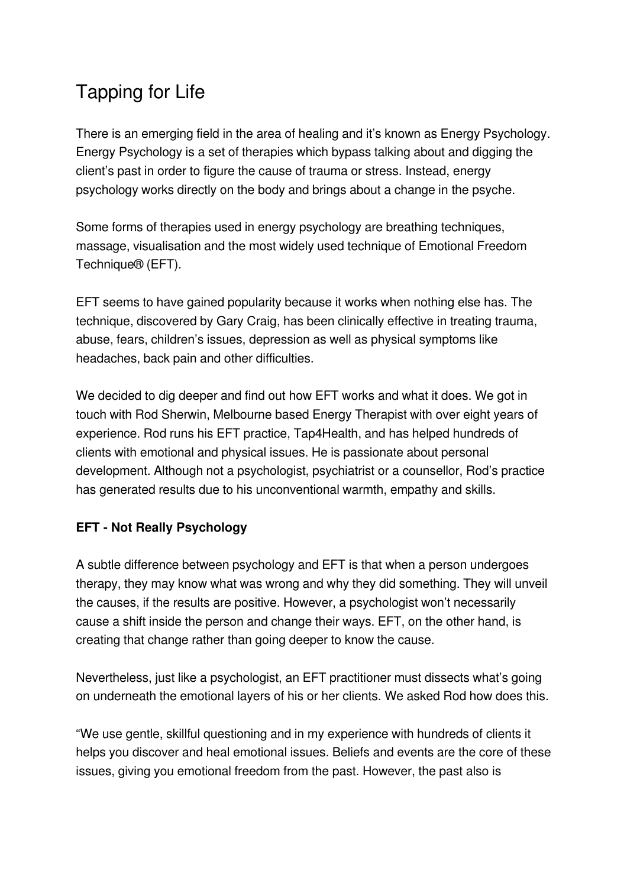# Tapping for Life

There is an emerging field in the area of healing and it's known as Energy Psychology. Energy Psychology is a set of therapies which bypass talking about and digging the client's past in order to figure the cause of trauma or stress. Instead, energy psychology works directly on the body and brings about a change in the psyche.

Some forms of therapies used in energy psychology are breathing techniques, massage, visualisation and the most widely used technique of Emotional Freedom Technique® (EFT).

EFT seems to have gained popularity because it works when nothing else has. The technique, discovered by Gary Craig, has been clinically effective in treating trauma, abuse, fears, children's issues, depression as well as physical symptoms like headaches, back pain and other difficulties.

We decided to dig deeper and find out how EFT works and what it does. We got in touch with Rod Sherwin, Melbourne based Energy Therapist with over eight years of experience. Rod runs his EFT practice, Tap4Health, and has helped hundreds of clients with emotional and physical issues. He is passionate about personal development. Although not a psychologist, psychiatrist or a counsellor, Rod's practice has generated results due to his unconventional warmth, empathy and skills.

**EFT - Not Really Psychology**

A subtle difference between psychology and EFT is that when a person undergoes therapy, they may know what was wrong and why they did something. They will unveil the causes, if the results are positive. However, a psychologist won't necessarily cause a shift inside the person and change their ways. EFT, on the other hand, is creating that change rather than going deeper to know the cause.

Nevertheless, just like a psychologist, an EFT practitioner must dissects what's going on underneath the emotional layers of his or her clients. We asked Rod how does this.

"We use gentle, skillful questioning and in my experience with hundreds of clients it helps you discover and heal emotional issues. Beliefs and events are the core of these issues, giving you emotional freedom from the past. However, the past also is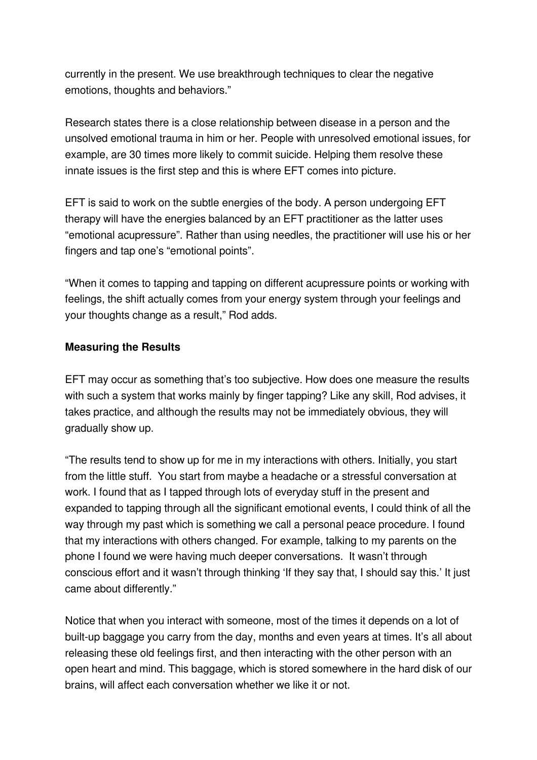currently in the present. We use breakthrough techniques to clear the negative emotions, thoughts and behaviors."

Research states there is a close relationship between disease in a person and the unsolved emotional trauma in him or her. People with unresolved emotional issues, for example, are 30 times more likely to commit suicide. Helping them resolve these innate issues is the first step and this is where EFT comes into picture.

EFT is said to work on the subtle energies of the body. A person undergoing EFT therapy will have the energies balanced by an EFT practitioner as the latter uses "emotional acupressure". Rather than using needles, the practitioner will use his or her fingers and tap one's "emotional points".

"When it comes to tapping and tapping on different acupressure points or working with feelings, the shift actually comes from your energy system through your feelings and your thoughts change as a result," Rod adds.

**Measuring the Results**

EFT may occur as something that's too subjective. How does one measure the results with such a system that works mainly by finger tapping? Like any skill, Rod advises, it takes practice, and although the results may not be immediately obvious, they will gradually show up.

"The results tend to show up for me in my interactions with others. Initially, you start from the little stuff. You start from maybe a headache or a stressful conversation at work. I found that as I tapped through lots of everyday stuff in the present and expanded to tapping through all the significant emotional events, I could think of all the way through my past which is something we call a personal peace procedure. I found that my interactions with others changed. For example, talking to my parents on the phone I found we were having much deeper conversations. It wasn't through conscious effort and it wasn't through thinking 'If they say that, I should say this.' It just came about differently."

Notice that when you interact with someone, most of the times it depends on a lot of built-up baggage you carry from the day, months and even years at times. It's all about releasing these old feelings first, and then interacting with the other person with an open heart and mind. This baggage, which is stored somewhere in the hard disk of our brains, will affect each conversation whether we like it or not.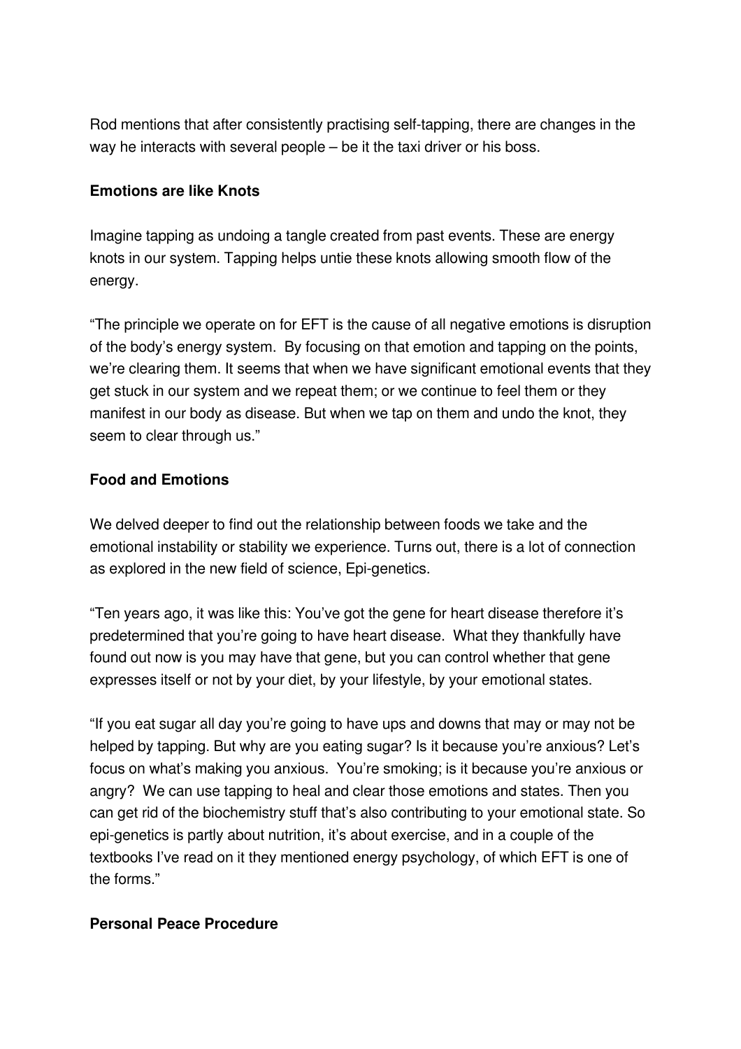Rod mentions that after consistently practising self-tapping, there are changes in the way he interacts with several people – be it the taxi driver or his boss.

**Emotions are like Knots**

Imagine tapping as undoing a tangle created from past events. These are energy knots in our system. Tapping helps untie these knots allowing smooth flow of the energy.

"The principle we operate on for EFT is the cause of all negative emotions is disruption of the body's energy system. By focusing on that emotion and tapping on the points, we're clearing them. It seems that when we have significant emotional events that they get stuck in our system and we repeat them; or we continue to feel them or they manifest in our body as disease. But when we tap on them and undo the knot, they seem to clear through us."

**Food and Emotions**

We delved deeper to find out the relationship between foods we take and the emotional instability or stability we experience. Turns out, there is a lot of connection as explored in the new field of science, Epi-genetics.

"Ten years ago, it was like this: You've got the gene for heart disease therefore it's predetermined that you're going to have heart disease. What they thankfully have found out now is you may have that gene, but you can control whether that gene expresses itself or not by your diet, by your lifestyle, by your emotional states.

"If you eat sugar all day you're going to have ups and downs that may or may not be helped by tapping. But why are you eating sugar? Is it because you're anxious? Let's focus on what's making you anxious. You're smoking; is it because you're anxious or angry? We can use tapping to heal and clear those emotions and states. Then you can get rid of the biochemistry stuff that's also contributing to your emotional state. So epi-genetics is partly about nutrition, it's about exercise, and in a couple of the textbooks I've read on it they mentioned energy psychology, of which EFT is one of the forms."

**Personal Peace Procedure**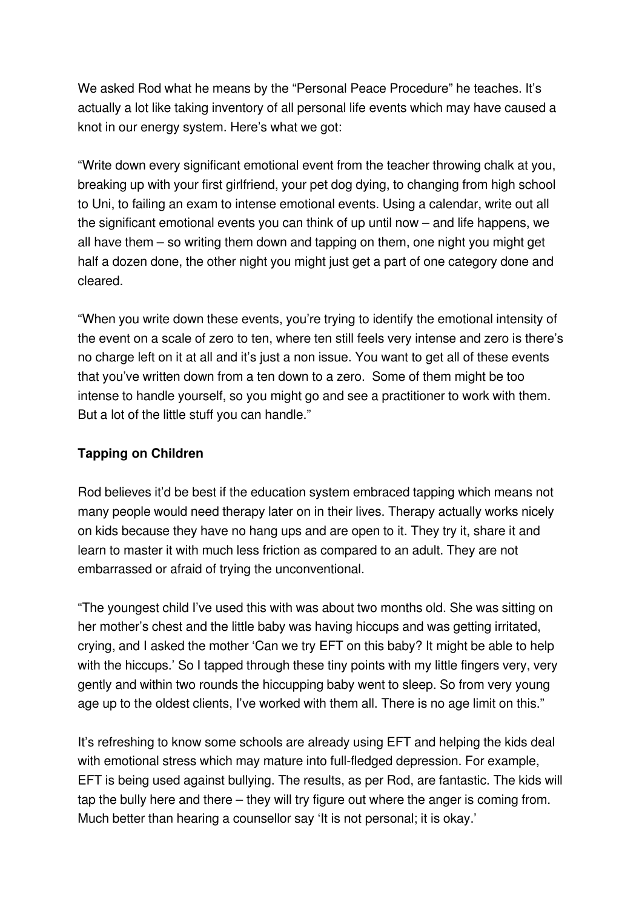We asked Rod what he means by the "Personal Peace Procedure" he teaches. It's actually a lot like taking inventory of all personal life events which may have caused a knot in our energy system. Here's what we got:

"Write down every significant emotional event from the teacher throwing chalk at you, breaking up with your first girlfriend, your pet dog dying, to changing from high school to Uni, to failing an exam to intense emotional events. Using a calendar, write out all the significant emotional events you can think of up until now – and life happens, we all have them – so writing them down and tapping on them, one night you might get half a dozen done, the other night you might just get a part of one category done and cleared.

"When you write down these events, you're trying to identify the emotional intensity of the event on a scale of zero to ten, where ten still feels very intense and zero is there's no charge left on it at all and it's just a non issue. You want to get all of these events that you've written down from a ten down to a zero.  Some of them might be too intense to handle yourself, so you might go and see a practitioner to work with them. But a lot of the little stuff you can handle."

**Tapping on Children**

Rod believes it'd be best if the education system embraced tapping which means not many people would need therapy later on in their lives. Therapy actually works nicely on kids because they have no hang ups and are open to it. They try it, share it and learn to master it with much less friction as compared to an adult. They are not embarrassed or afraid of trying the unconventional.

"The youngest child I've used this with was about two months old. She was sitting on her mother's chest and the little baby was having hiccups and was getting irritated, crying, and I asked the mother 'Can we try EFT on this baby? It might be able to help with the hiccups.' So I tapped through these tiny points with my little fingers very, very gently and within two rounds the hiccupping baby went to sleep. So from very young age up to the oldest clients, I've worked with them all. There is no age limit on this."

It's refreshing to know some schools are already using EFT and helping the kids deal with emotional stress which may mature into full-fledged depression. For example, EFT is being used against bullying. The results, as per Rod, are fantastic. The kids will tap the bully here and there – they will try figure out where the anger is coming from. Much better than hearing a counsellor say 'It is not personal; it is okay.'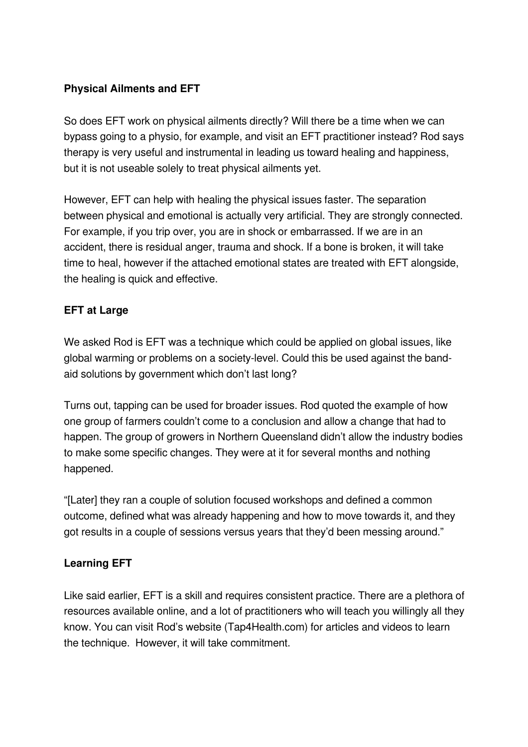**Physical Ailments and EFT**

So does EFT work on physical ailments directly? Will there be a time when we can bypass going to a physio, for example, and visit an EFT practitioner instead? Rod says therapy is very useful and instrumental in leading us toward healing and happiness, but it is not useable solely to treat physical ailments yet.

However, EFT can help with healing the physical issues faster. The separation between physical and emotional is actually very artificial. They are strongly connected. For example, if you trip over, you are in shock or embarrassed. If we are in an accident, there is residual anger, trauma and shock. If a bone is broken, it will take time to heal, however if the attached emotional states are treated with EFT alongside, the healing is quick and effective.

**EFT at Large**

We asked Rod is EFT was a technique which could be applied on global issues, like global warming or problems on a society-level. Could this be used against the band-aid solutions by government which don't last long?

Turns out, tapping can be used for broader issues. Rod quoted the example of how one group of farmers couldn't come to a conclusion and allow a change that had to happen. The group of growers in Northern Queensland didn't allow the industry bodies to make some specific changes. They were at it for several months and nothing happened.

"[Later] they ran a couple of solution focused workshops and defined a common outcome, defined what was already happening and how to move towards it, and they got results in a couple of sessions versus years that they'd been messing around."

**Learning EFT**

Like said earlier, EFT is a skill and requires consistent practice. There are a plethora of resources available online, and a lot of practitioners who will teach you willingly all they know. You can visit Rod's website (Tap4Health.com) for articles and videos to learn the technique. However, it will take commitment.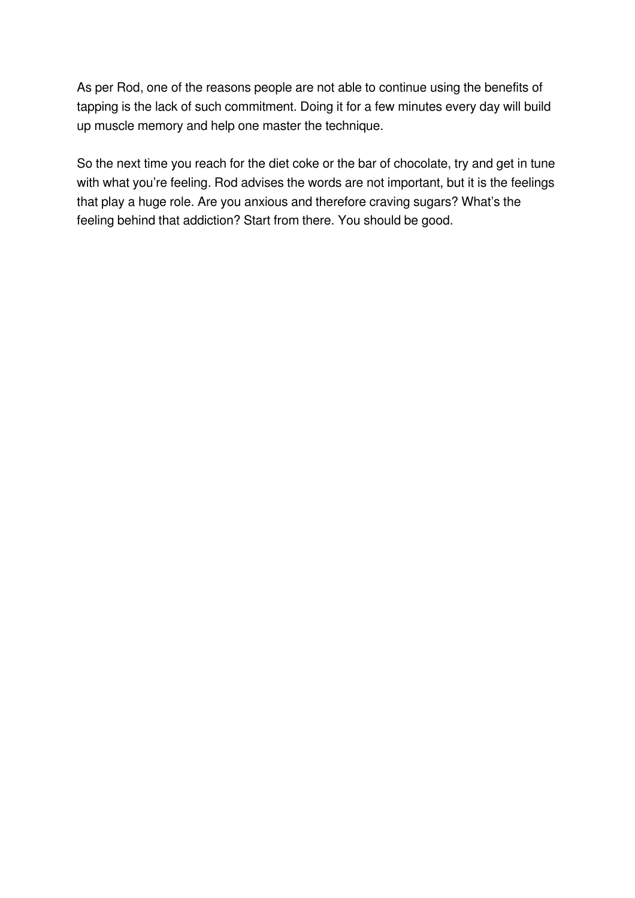As per Rod, one of the reasons people are not able to continue using the benefits of tapping is the lack of such commitment. Doing it for a few minutes every day will build up muscle memory and help one master the technique.

So the next time you reach for the diet coke or the bar of chocolate, try and get in tune with what you're feeling. Rod advises the words are not important, but it is the feelings that play a huge role. Are you anxious and therefore craving sugars? What's the feeling behind that addiction? Start from there. You should be good.